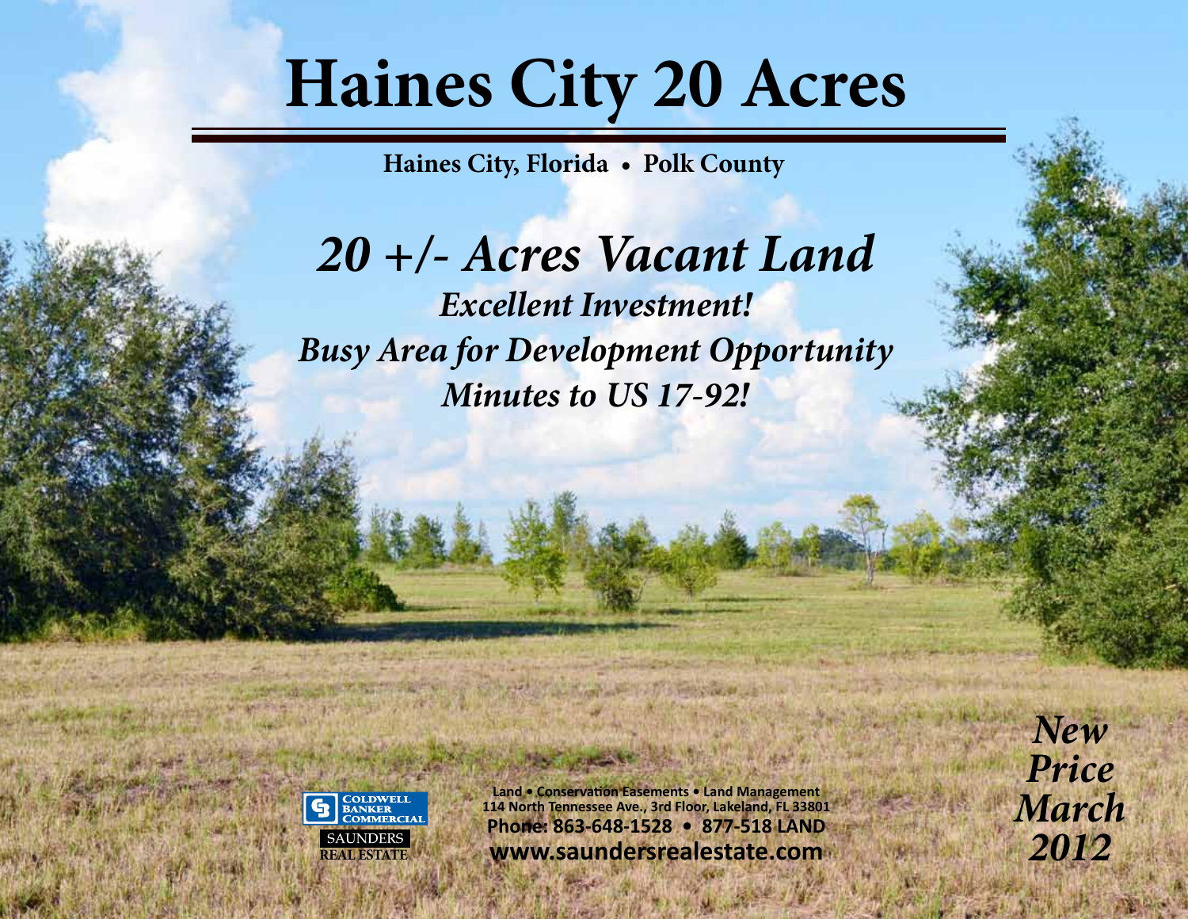# Haines City 20 Acres

**Haines City, Florida • Polk County**

## *20 +/- Acres Vacant Land*

***Excellent Investment!***

***Busy Area for Development Opportunity***

***Minutes to US 17-92!***

COLDWELL BANKER COMMERCIAL
SAUNDERS REAL ESTATE

**Land • Conservation Easements • Land Management**
**114 North Tennessee Ave., 3rd Floor, Lakeland, FL 33801**
**Phone: 863-648-1528 • 877-518 LAND**
**www.saundersrealestate.com**

***New Price March 2012***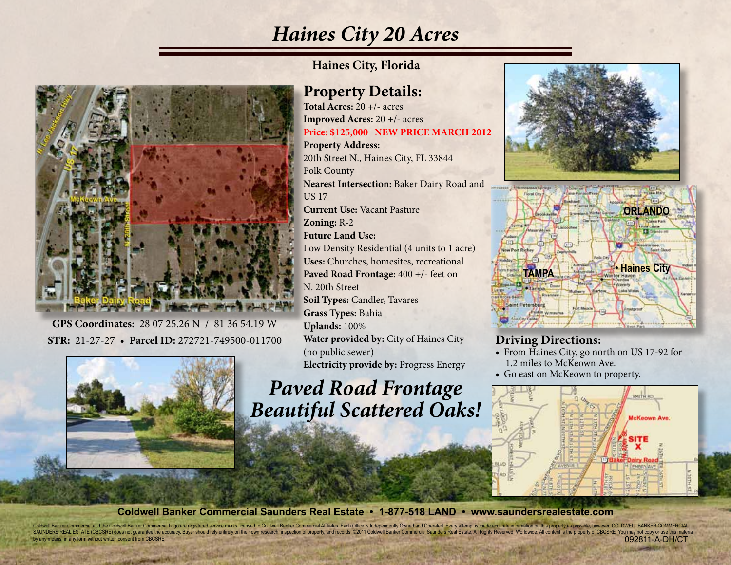# *Haines City 20 Acres*

## Haines City, Florida

**GPS Coordinates:** 28 07 25.26 N / 81 36 54.19 W

**STR:** 21-27-27 • **Parcel ID:** 272721-749500-011700

## Property Details:

**Total Acres:** 20 +/- acres
**Improved Acres:** 20 +/- acres
**Price: $125,000 NEW PRICE MARCH 2012**
**Property Address:**
20th Street N., Haines City, FL 33844
Polk County
**Nearest Intersection:** Baker Dairy Road and US 17
**Current Use:** Vacant Pasture
**Zoning:** R-2
**Future Land Use:**
Low Density Residential (4 units to 1 acre)
**Uses:** Churches, homesites, recreational
**Paved Road Frontage:** 400 +/- feet on N. 20th Street
**Soil Types:** Candler, Tavares
**Grass Types:** Bahia
**Uplands:** 100%
**Water provided by:** City of Haines City (no public sewer)
**Electricity provide by:** Progress Energy

# *Paved Road Frontage Beautiful Scattered Oaks!*

## Driving Directions:

- From Haines City, go north on US 17-92 for 1.2 miles to McKeown Ave.
- Go east on McKeown to property.

**Coldwell Banker Commercial Saunders Real Estate • 1-877-518 LAND • www.saundersrealestate.com**

Coldwell Banker Commercial and the Coldwell Banker Commercial Logo are registered service marks licensed to Coldwell Banker Commercial Affiliates. Each Office is Independently Owned and Operated. Every attempt is made accurate information on this property as possible, however, COLDWELL BANKER COMMERCIAL SAUNDERS REAL ESTATE (CBCSRE) does not guarantee the accuracy. Buyer should rely entirely on their own research, inspection of property, and records. ©2011 Coldwell Banker Commercial Saunders Real Estate. All Rights Reserved, Worldwide. All content is the property of CBCSRE. You may not copy or use this material by any means, in any form without written consent from CBCSRE.

092811-A-DH/CT